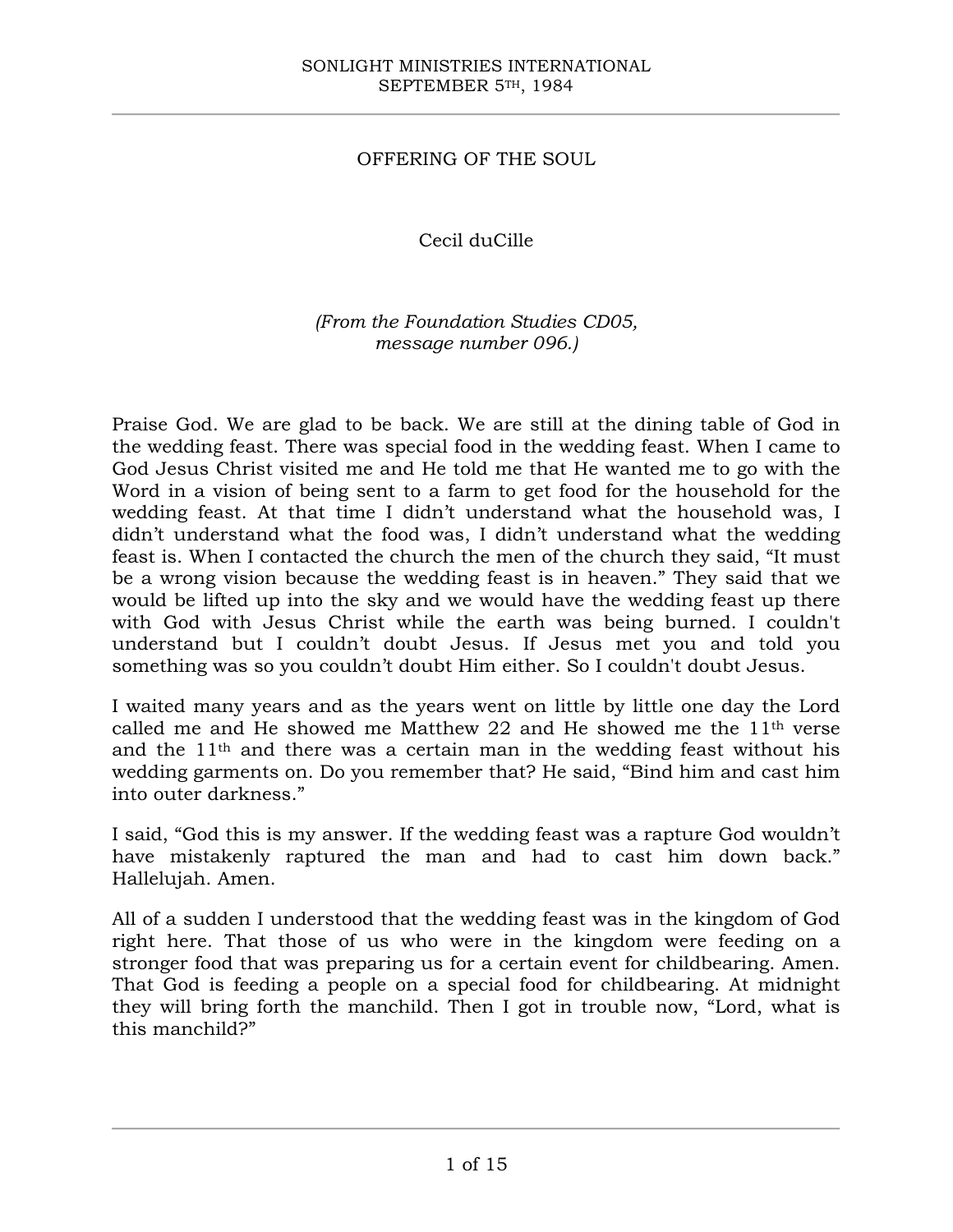SONLIGHT MINISTRIES INTERNATIONAL
SEPTEMBER 5TH, 1984

# OFFERING OF THE SOUL

Cecil duCille

*(From the Foundation Studies CD05, message number 096.)*

Praise God. We are glad to be back. We are still at the dining table of God in the wedding feast. There was special food in the wedding feast. When I came to God Jesus Christ visited me and He told me that He wanted me to go with the Word in a vision of being sent to a farm to get food for the household for the wedding feast. At that time I didn't understand what the household was, I didn't understand what the food was, I didn't understand what the wedding feast is. When I contacted the church the men of the church they said, "It must be a wrong vision because the wedding feast is in heaven." They said that we would be lifted up into the sky and we would have the wedding feast up there with God with Jesus Christ while the earth was being burned. I couldn't understand but I couldn't doubt Jesus. If Jesus met you and told you something was so you couldn't doubt Him either. So I couldn't doubt Jesus.

I waited many years and as the years went on little by little one day the Lord called me and He showed me Matthew 22 and He showed me the 11th verse and the 11th and there was a certain man in the wedding feast without his wedding garments on. Do you remember that? He said, "Bind him and cast him into outer darkness."

I said, "God this is my answer. If the wedding feast was a rapture God wouldn't have mistakenly raptured the man and had to cast him down back." Hallelujah. Amen.

All of a sudden I understood that the wedding feast was in the kingdom of God right here. That those of us who were in the kingdom were feeding on a stronger food that was preparing us for a certain event for childbearing. Amen. That God is feeding a people on a special food for childbearing. At midnight they will bring forth the manchild. Then I got in trouble now, "Lord, what is this manchild?"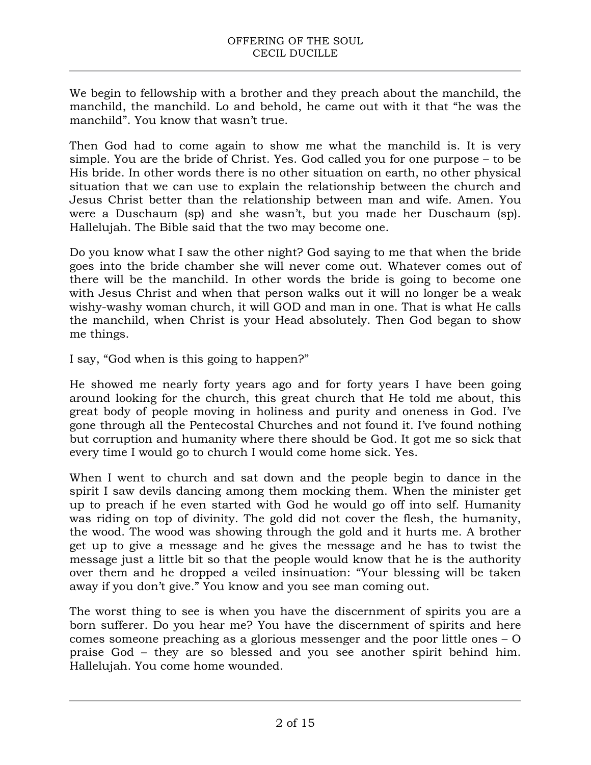We begin to fellowship with a brother and they preach about the manchild, the manchild, the manchild. Lo and behold, he came out with it that "he was the manchild". You know that wasn't true.

Then God had to come again to show me what the manchild is. It is very simple. You are the bride of Christ. Yes. God called you for one purpose – to be His bride. In other words there is no other situation on earth, no other physical situation that we can use to explain the relationship between the church and Jesus Christ better than the relationship between man and wife. Amen. You were a Duschaum (sp) and she wasn't, but you made her Duschaum (sp). Hallelujah. The Bible said that the two may become one.

Do you know what I saw the other night? God saying to me that when the bride goes into the bride chamber she will never come out. Whatever comes out of there will be the manchild. In other words the bride is going to become one with Jesus Christ and when that person walks out it will no longer be a weak wishy-washy woman church, it will GOD and man in one. That is what He calls the manchild, when Christ is your Head absolutely. Then God began to show me things.

I say, "God when is this going to happen?"

He showed me nearly forty years ago and for forty years I have been going around looking for the church, this great church that He told me about, this great body of people moving in holiness and purity and oneness in God. I've gone through all the Pentecostal Churches and not found it. I've found nothing but corruption and humanity where there should be God. It got me so sick that every time I would go to church I would come home sick. Yes.

When I went to church and sat down and the people begin to dance in the spirit I saw devils dancing among them mocking them. When the minister get up to preach if he even started with God he would go off into self. Humanity was riding on top of divinity. The gold did not cover the flesh, the humanity, the wood. The wood was showing through the gold and it hurts me. A brother get up to give a message and he gives the message and he has to twist the message just a little bit so that the people would know that he is the authority over them and he dropped a veiled insinuation: "Your blessing will be taken away if you don't give." You know and you see man coming out.

The worst thing to see is when you have the discernment of spirits you are a born sufferer. Do you hear me? You have the discernment of spirits and here comes someone preaching as a glorious messenger and the poor little ones – O praise God – they are so blessed and you see another spirit behind him. Hallelujah. You come home wounded.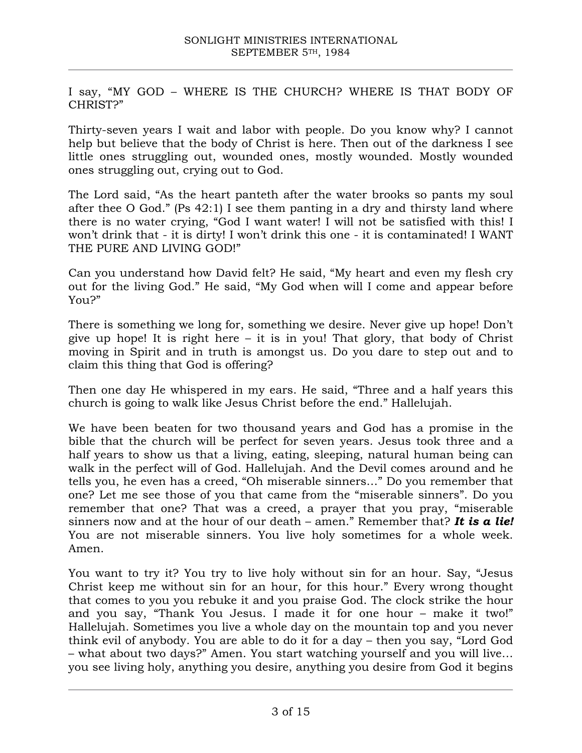I say, "MY GOD – WHERE IS THE CHURCH? WHERE IS THAT BODY OF CHRIST?"

Thirty-seven years I wait and labor with people. Do you know why? I cannot help but believe that the body of Christ is here. Then out of the darkness I see little ones struggling out, wounded ones, mostly wounded. Mostly wounded ones struggling out, crying out to God.

The Lord said, "As the heart panteth after the water brooks so pants my soul after thee O God." (Ps 42:1) I see them panting in a dry and thirsty land where there is no water crying, "God I want water! I will not be satisfied with this! I won't drink that - it is dirty! I won't drink this one - it is contaminated! I WANT THE PURE AND LIVING GOD!"

Can you understand how David felt? He said, "My heart and even my flesh cry out for the living God." He said, "My God when will I come and appear before You?"

There is something we long for, something we desire. Never give up hope! Don't give up hope! It is right here – it is in you! That glory, that body of Christ moving in Spirit and in truth is amongst us. Do you dare to step out and to claim this thing that God is offering?

Then one day He whispered in my ears. He said, "Three and a half years this church is going to walk like Jesus Christ before the end." Hallelujah.

We have been beaten for two thousand years and God has a promise in the bible that the church will be perfect for seven years. Jesus took three and a half years to show us that a living, eating, sleeping, natural human being can walk in the perfect will of God. Hallelujah. And the Devil comes around and he tells you, he even has a creed, "Oh miserable sinners…" Do you remember that one? Let me see those of you that came from the "miserable sinners". Do you remember that one? That was a creed, a prayer that you pray, "miserable sinners now and at the hour of our death – amen." Remember that? ***It is a lie!*** You are not miserable sinners. You live holy sometimes for a whole week. Amen.

You want to try it? You try to live holy without sin for an hour. Say, "Jesus Christ keep me without sin for an hour, for this hour." Every wrong thought that comes to you you rebuke it and you praise God. The clock strike the hour and you say, "Thank You Jesus. I made it for one hour – make it two!" Hallelujah. Sometimes you live a whole day on the mountain top and you never think evil of anybody. You are able to do it for a day – then you say, "Lord God – what about two days?" Amen. You start watching yourself and you will live… you see living holy, anything you desire, anything you desire from God it begins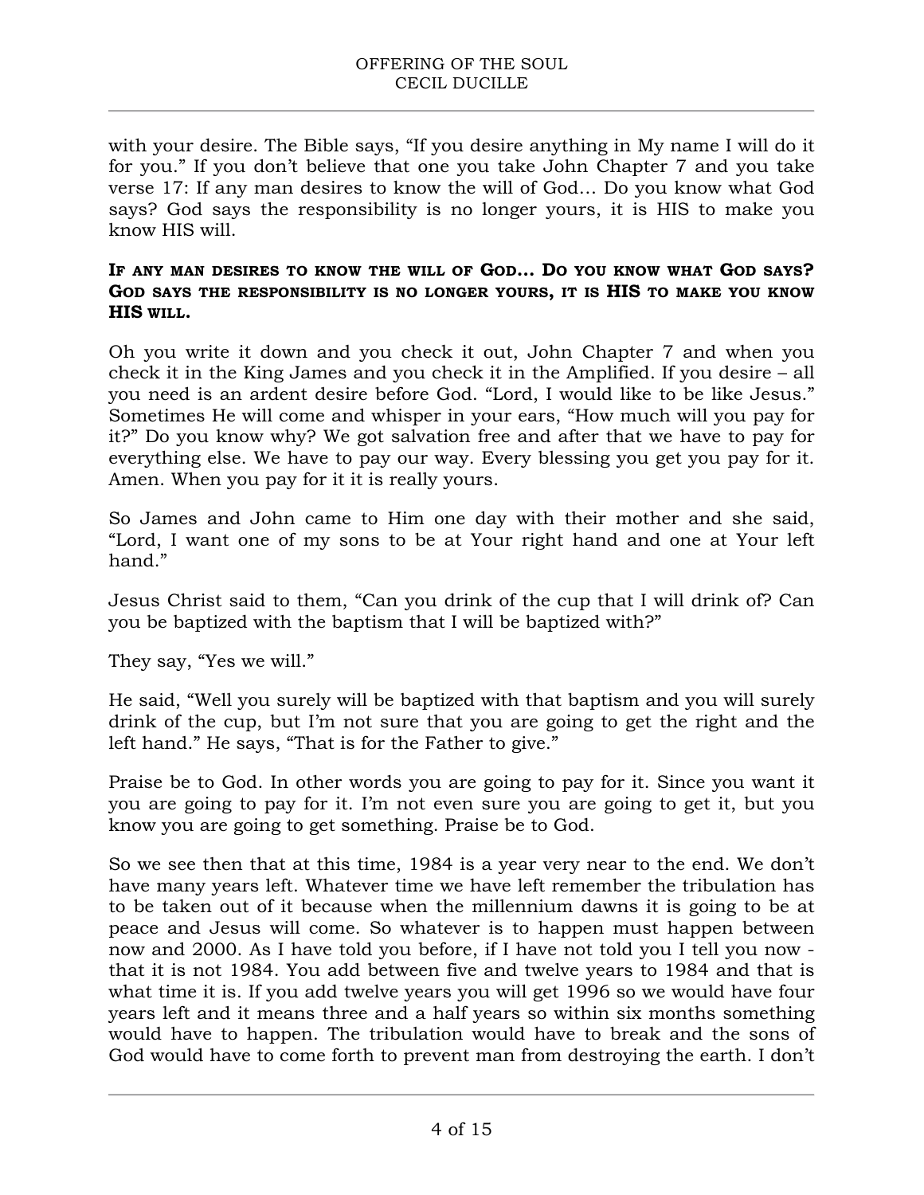with your desire. The Bible says, "If you desire anything in My name I will do it for you." If you don't believe that one you take John Chapter 7 and you take verse 17: If any man desires to know the will of God… Do you know what God says? God says the responsibility is no longer yours, it is HIS to make you know HIS will.

**IF ANY MAN DESIRES TO KNOW THE WILL OF GOD… DO YOU KNOW WHAT GOD SAYS? GOD SAYS THE RESPONSIBILITY IS NO LONGER YOURS, IT IS HIS TO MAKE YOU KNOW HIS WILL.**

Oh you write it down and you check it out, John Chapter 7 and when you check it in the King James and you check it in the Amplified. If you desire – all you need is an ardent desire before God. "Lord, I would like to be like Jesus." Sometimes He will come and whisper in your ears, "How much will you pay for it?" Do you know why? We got salvation free and after that we have to pay for everything else. We have to pay our way. Every blessing you get you pay for it. Amen. When you pay for it it is really yours.

So James and John came to Him one day with their mother and she said, "Lord, I want one of my sons to be at Your right hand and one at Your left hand."

Jesus Christ said to them, "Can you drink of the cup that I will drink of? Can you be baptized with the baptism that I will be baptized with?"

They say, "Yes we will."

He said, "Well you surely will be baptized with that baptism and you will surely drink of the cup, but I'm not sure that you are going to get the right and the left hand." He says, "That is for the Father to give."

Praise be to God. In other words you are going to pay for it. Since you want it you are going to pay for it. I'm not even sure you are going to get it, but you know you are going to get something. Praise be to God.

So we see then that at this time, 1984 is a year very near to the end. We don't have many years left. Whatever time we have left remember the tribulation has to be taken out of it because when the millennium dawns it is going to be at peace and Jesus will come. So whatever is to happen must happen between now and 2000. As I have told you before, if I have not told you I tell you now - that it is not 1984. You add between five and twelve years to 1984 and that is what time it is. If you add twelve years you will get 1996 so we would have four years left and it means three and a half years so within six months something would have to happen. The tribulation would have to break and the sons of God would have to come forth to prevent man from destroying the earth. I don't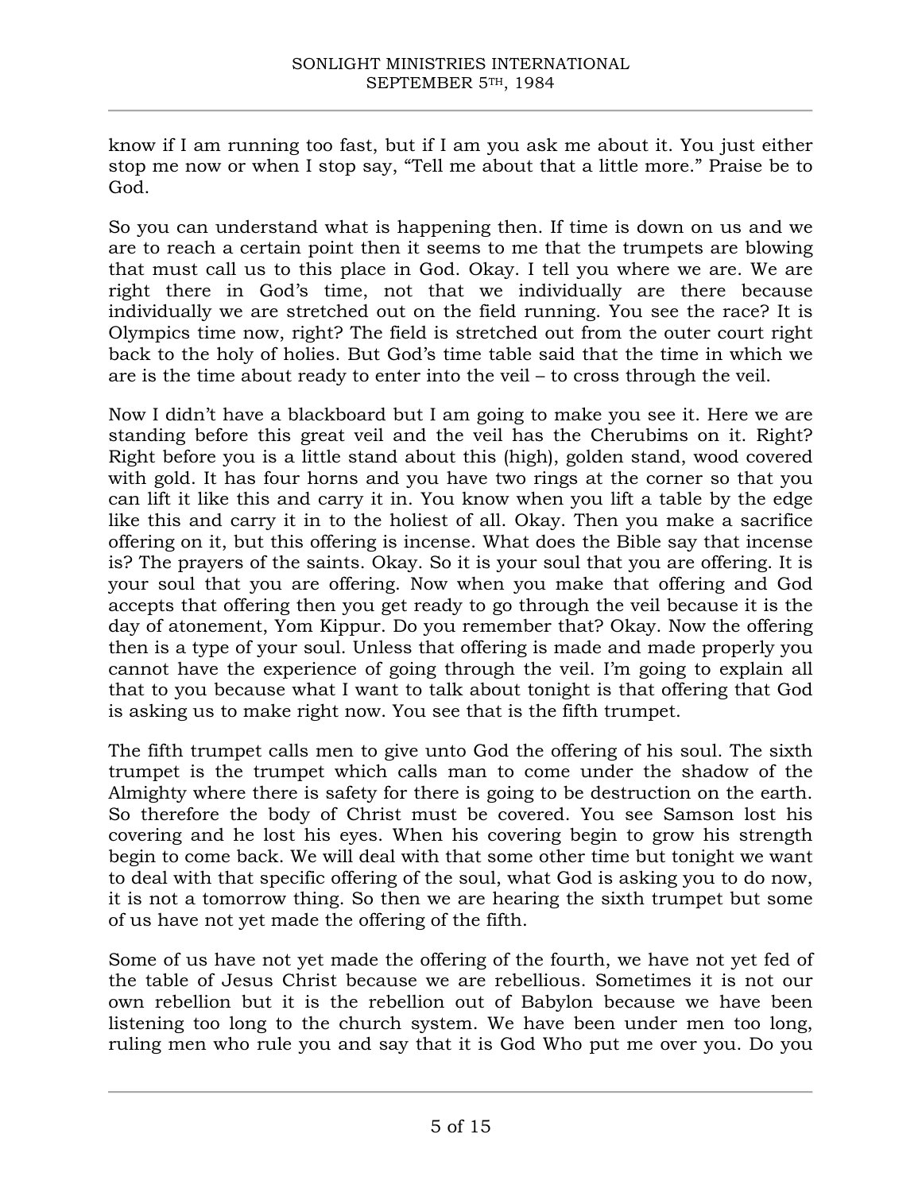know if I am running too fast, but if I am you ask me about it. You just either stop me now or when I stop say, "Tell me about that a little more." Praise be to God.

So you can understand what is happening then. If time is down on us and we are to reach a certain point then it seems to me that the trumpets are blowing that must call us to this place in God. Okay. I tell you where we are. We are right there in God's time, not that we individually are there because individually we are stretched out on the field running. You see the race? It is Olympics time now, right? The field is stretched out from the outer court right back to the holy of holies. But God's time table said that the time in which we are is the time about ready to enter into the veil – to cross through the veil.

Now I didn't have a blackboard but I am going to make you see it. Here we are standing before this great veil and the veil has the Cherubims on it. Right? Right before you is a little stand about this (high), golden stand, wood covered with gold. It has four horns and you have two rings at the corner so that you can lift it like this and carry it in. You know when you lift a table by the edge like this and carry it in to the holiest of all. Okay. Then you make a sacrifice offering on it, but this offering is incense. What does the Bible say that incense is? The prayers of the saints. Okay. So it is your soul that you are offering. It is your soul that you are offering. Now when you make that offering and God accepts that offering then you get ready to go through the veil because it is the day of atonement, Yom Kippur. Do you remember that? Okay. Now the offering then is a type of your soul. Unless that offering is made and made properly you cannot have the experience of going through the veil. I'm going to explain all that to you because what I want to talk about tonight is that offering that God is asking us to make right now. You see that is the fifth trumpet.

The fifth trumpet calls men to give unto God the offering of his soul. The sixth trumpet is the trumpet which calls man to come under the shadow of the Almighty where there is safety for there is going to be destruction on the earth. So therefore the body of Christ must be covered. You see Samson lost his covering and he lost his eyes. When his covering begin to grow his strength begin to come back. We will deal with that some other time but tonight we want to deal with that specific offering of the soul, what God is asking you to do now, it is not a tomorrow thing. So then we are hearing the sixth trumpet but some of us have not yet made the offering of the fifth.

Some of us have not yet made the offering of the fourth, we have not yet fed of the table of Jesus Christ because we are rebellious. Sometimes it is not our own rebellion but it is the rebellion out of Babylon because we have been listening too long to the church system. We have been under men too long, ruling men who rule you and say that it is God Who put me over you. Do you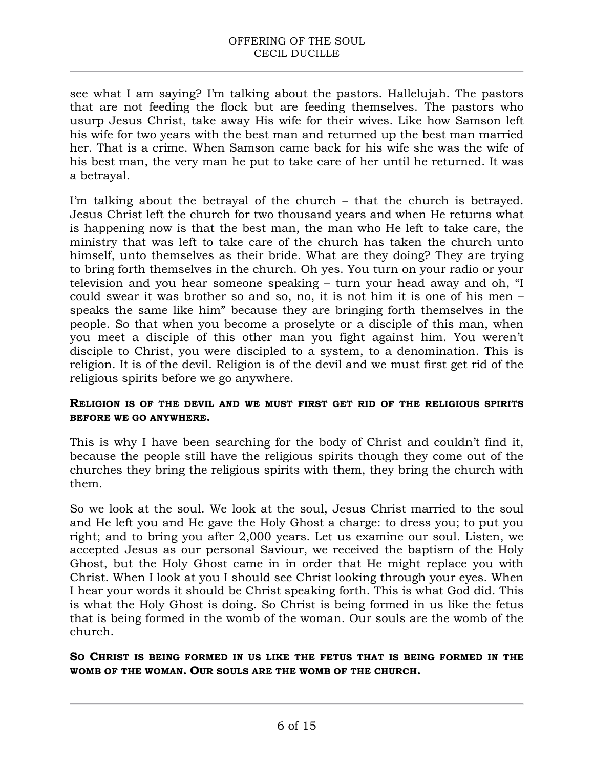see what I am saying? I'm talking about the pastors. Hallelujah. The pastors that are not feeding the flock but are feeding themselves. The pastors who usurp Jesus Christ, take away His wife for their wives. Like how Samson left his wife for two years with the best man and returned up the best man married her. That is a crime. When Samson came back for his wife she was the wife of his best man, the very man he put to take care of her until he returned. It was a betrayal.

I'm talking about the betrayal of the church – that the church is betrayed. Jesus Christ left the church for two thousand years and when He returns what is happening now is that the best man, the man who He left to take care, the ministry that was left to take care of the church has taken the church unto himself, unto themselves as their bride. What are they doing? They are trying to bring forth themselves in the church. Oh yes. You turn on your radio or your television and you hear someone speaking – turn your head away and oh, "I could swear it was brother so and so, no, it is not him it is one of his men – speaks the same like him" because they are bringing forth themselves in the people. So that when you become a proselyte or a disciple of this man, when you meet a disciple of this other man you fight against him. You weren't disciple to Christ, you were discipled to a system, to a denomination. This is religion. It is of the devil. Religion is of the devil and we must first get rid of the religious spirits before we go anywhere.

**RELIGION IS OF THE DEVIL AND WE MUST FIRST GET RID OF THE RELIGIOUS SPIRITS BEFORE WE GO ANYWHERE.**

This is why I have been searching for the body of Christ and couldn't find it, because the people still have the religious spirits though they come out of the churches they bring the religious spirits with them, they bring the church with them.

So we look at the soul. We look at the soul, Jesus Christ married to the soul and He left you and He gave the Holy Ghost a charge: to dress you; to put you right; and to bring you after 2,000 years. Let us examine our soul. Listen, we accepted Jesus as our personal Saviour, we received the baptism of the Holy Ghost, but the Holy Ghost came in in order that He might replace you with Christ. When I look at you I should see Christ looking through your eyes. When I hear your words it should be Christ speaking forth. This is what God did. This is what the Holy Ghost is doing. So Christ is being formed in us like the fetus that is being formed in the womb of the woman. Our souls are the womb of the church.

**SO CHRIST IS BEING FORMED IN US LIKE THE FETUS THAT IS BEING FORMED IN THE WOMB OF THE WOMAN. OUR SOULS ARE THE WOMB OF THE CHURCH.**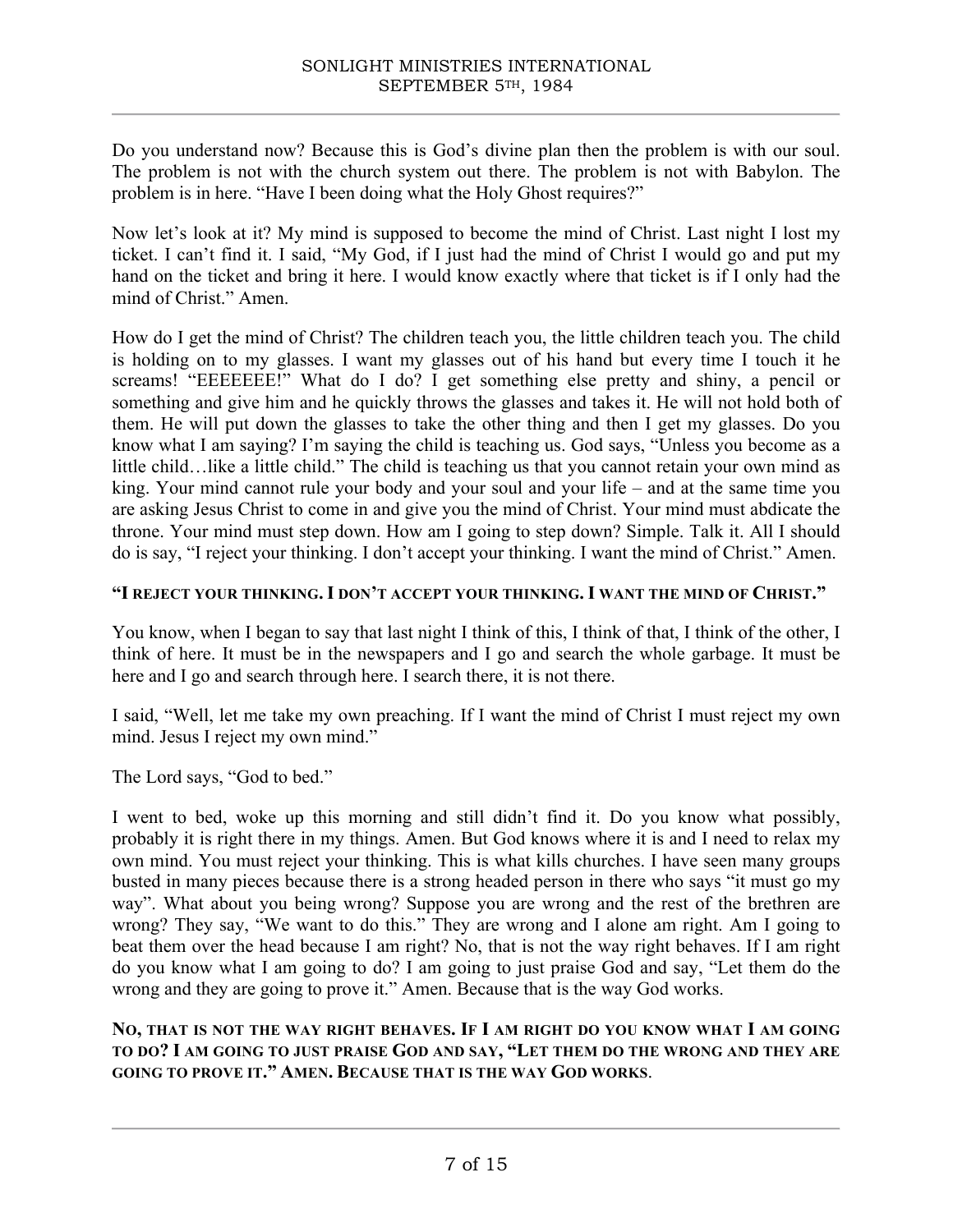Do you understand now? Because this is God's divine plan then the problem is with our soul. The problem is not with the church system out there. The problem is not with Babylon. The problem is in here. "Have I been doing what the Holy Ghost requires?"

Now let's look at it? My mind is supposed to become the mind of Christ. Last night I lost my ticket. I can't find it. I said, "My God, if I just had the mind of Christ I would go and put my hand on the ticket and bring it here. I would know exactly where that ticket is if I only had the mind of Christ." Amen.

How do I get the mind of Christ? The children teach you, the little children teach you. The child is holding on to my glasses. I want my glasses out of his hand but every time I touch it he screams! "EEEEEEE!" What do I do? I get something else pretty and shiny, a pencil or something and give him and he quickly throws the glasses and takes it. He will not hold both of them. He will put down the glasses to take the other thing and then I get my glasses. Do you know what I am saying? I'm saying the child is teaching us. God says, "Unless you become as a little child…like a little child." The child is teaching us that you cannot retain your own mind as king. Your mind cannot rule your body and your soul and your life – and at the same time you are asking Jesus Christ to come in and give you the mind of Christ. Your mind must abdicate the throne. Your mind must step down. How am I going to step down? Simple. Talk it. All I should do is say, "I reject your thinking. I don't accept your thinking. I want the mind of Christ." Amen.

**"I REJECT YOUR THINKING. I DON'T ACCEPT YOUR THINKING. I WANT THE MIND OF CHRIST."**

You know, when I began to say that last night I think of this, I think of that, I think of the other, I think of here. It must be in the newspapers and I go and search the whole garbage. It must be here and I go and search through here. I search there, it is not there.

I said, "Well, let me take my own preaching. If I want the mind of Christ I must reject my own mind. Jesus I reject my own mind."

The Lord says, "God to bed."

I went to bed, woke up this morning and still didn't find it. Do you know what possibly, probably it is right there in my things. Amen. But God knows where it is and I need to relax my own mind. You must reject your thinking. This is what kills churches. I have seen many groups busted in many pieces because there is a strong headed person in there who says "it must go my way". What about you being wrong? Suppose you are wrong and the rest of the brethren are wrong? They say, "We want to do this." They are wrong and I alone am right. Am I going to beat them over the head because I am right? No, that is not the way right behaves. If I am right do you know what I am going to do? I am going to just praise God and say, "Let them do the wrong and they are going to prove it." Amen. Because that is the way God works.

**NO, THAT IS NOT THE WAY RIGHT BEHAVES. IF I AM RIGHT DO YOU KNOW WHAT I AM GOING TO DO? I AM GOING TO JUST PRAISE GOD AND SAY, "LET THEM DO THE WRONG AND THEY ARE GOING TO PROVE IT." AMEN. BECAUSE THAT IS THE WAY GOD WORKS.**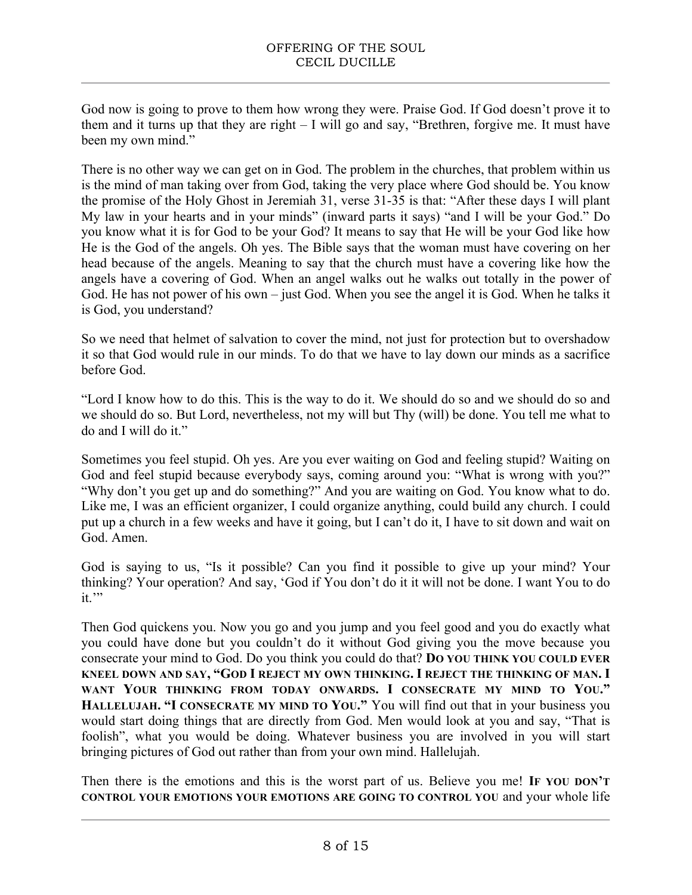God now is going to prove to them how wrong they were. Praise God. If God doesn't prove it to them and it turns up that they are right – I will go and say, "Brethren, forgive me. It must have been my own mind."

There is no other way we can get on in God. The problem in the churches, that problem within us is the mind of man taking over from God, taking the very place where God should be. You know the promise of the Holy Ghost in Jeremiah 31, verse 31-35 is that: "After these days I will plant My law in your hearts and in your minds" (inward parts it says) "and I will be your God." Do you know what it is for God to be your God? It means to say that He will be your God like how He is the God of the angels. Oh yes. The Bible says that the woman must have covering on her head because of the angels. Meaning to say that the church must have a covering like how the angels have a covering of God. When an angel walks out he walks out totally in the power of God. He has not power of his own – just God. When you see the angel it is God. When he talks it is God, you understand?

So we need that helmet of salvation to cover the mind, not just for protection but to overshadow it so that God would rule in our minds. To do that we have to lay down our minds as a sacrifice before God.

"Lord I know how to do this. This is the way to do it. We should do so and we should do so and we should do so. But Lord, nevertheless, not my will but Thy (will) be done. You tell me what to do and I will do it."

Sometimes you feel stupid. Oh yes. Are you ever waiting on God and feeling stupid? Waiting on God and feel stupid because everybody says, coming around you: "What is wrong with you?" "Why don't you get up and do something?" And you are waiting on God. You know what to do. Like me, I was an efficient organizer, I could organize anything, could build any church. I could put up a church in a few weeks and have it going, but I can't do it, I have to sit down and wait on God. Amen.

God is saying to us, "Is it possible? Can you find it possible to give up your mind? Your thinking? Your operation? And say, 'God if You don't do it it will not be done. I want You to do it.'"

Then God quickens you. Now you go and you jump and you feel good and you do exactly what you could have done but you couldn't do it without God giving you the move because you consecrate your mind to God. Do you think you could do that? **DO YOU THINK YOU COULD EVER KNEEL DOWN AND SAY, "GOD I REJECT MY OWN THINKING. I REJECT THE THINKING OF MAN. I WANT YOUR THINKING FROM TODAY ONWARDS. I CONSECRATE MY MIND TO YOU." HALLELUJAH. "I CONSECRATE MY MIND TO YOU."** You will find out that in your business you would start doing things that are directly from God. Men would look at you and say, "That is foolish", what you would be doing. Whatever business you are involved in you will start bringing pictures of God out rather than from your own mind. Hallelujah.

Then there is the emotions and this is the worst part of us. Believe you me! **IF YOU DON'T CONTROL YOUR EMOTIONS YOUR EMOTIONS ARE GOING TO CONTROL YOU** and your whole life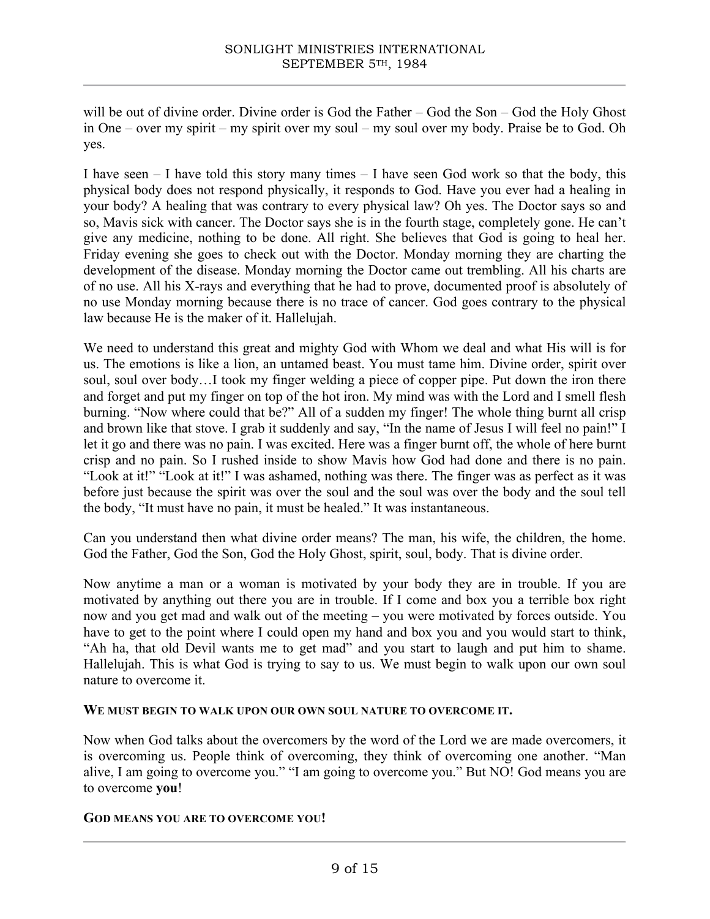will be out of divine order. Divine order is God the Father – God the Son – God the Holy Ghost in One – over my spirit – my spirit over my soul – my soul over my body. Praise be to God. Oh yes.

I have seen – I have told this story many times – I have seen God work so that the body, this physical body does not respond physically, it responds to God. Have you ever had a healing in your body? A healing that was contrary to every physical law? Oh yes. The Doctor says so and so, Mavis sick with cancer. The Doctor says she is in the fourth stage, completely gone. He can't give any medicine, nothing to be done. All right. She believes that God is going to heal her. Friday evening she goes to check out with the Doctor. Monday morning they are charting the development of the disease. Monday morning the Doctor came out trembling. All his charts are of no use. All his X-rays and everything that he had to prove, documented proof is absolutely of no use Monday morning because there is no trace of cancer. God goes contrary to the physical law because He is the maker of it. Hallelujah.

We need to understand this great and mighty God with Whom we deal and what His will is for us. The emotions is like a lion, an untamed beast. You must tame him. Divine order, spirit over soul, soul over body…I took my finger welding a piece of copper pipe. Put down the iron there and forget and put my finger on top of the hot iron. My mind was with the Lord and I smell flesh burning. "Now where could that be?" All of a sudden my finger! The whole thing burnt all crisp and brown like that stove. I grab it suddenly and say, "In the name of Jesus I will feel no pain!" I let it go and there was no pain. I was excited. Here was a finger burnt off, the whole of here burnt crisp and no pain. So I rushed inside to show Mavis how God had done and there is no pain. "Look at it!" "Look at it!" I was ashamed, nothing was there. The finger was as perfect as it was before just because the spirit was over the soul and the soul was over the body and the soul tell the body, "It must have no pain, it must be healed." It was instantaneous.

Can you understand then what divine order means? The man, his wife, the children, the home. God the Father, God the Son, God the Holy Ghost, spirit, soul, body. That is divine order.

Now anytime a man or a woman is motivated by your body they are in trouble. If you are motivated by anything out there you are in trouble. If I come and box you a terrible box right now and you get mad and walk out of the meeting – you were motivated by forces outside. You have to get to the point where I could open my hand and box you and you would start to think, "Ah ha, that old Devil wants me to get mad" and you start to laugh and put him to shame. Hallelujah. This is what God is trying to say to us. We must begin to walk upon our own soul nature to overcome it.

**WE MUST BEGIN TO WALK UPON OUR OWN SOUL NATURE TO OVERCOME IT.**

Now when God talks about the overcomers by the word of the Lord we are made overcomers, it is overcoming us. People think of overcoming, they think of overcoming one another. "Man alive, I am going to overcome you." "I am going to overcome you." But NO! God means you are to overcome **you**!

**GOD MEANS YOU ARE TO OVERCOME YOU!**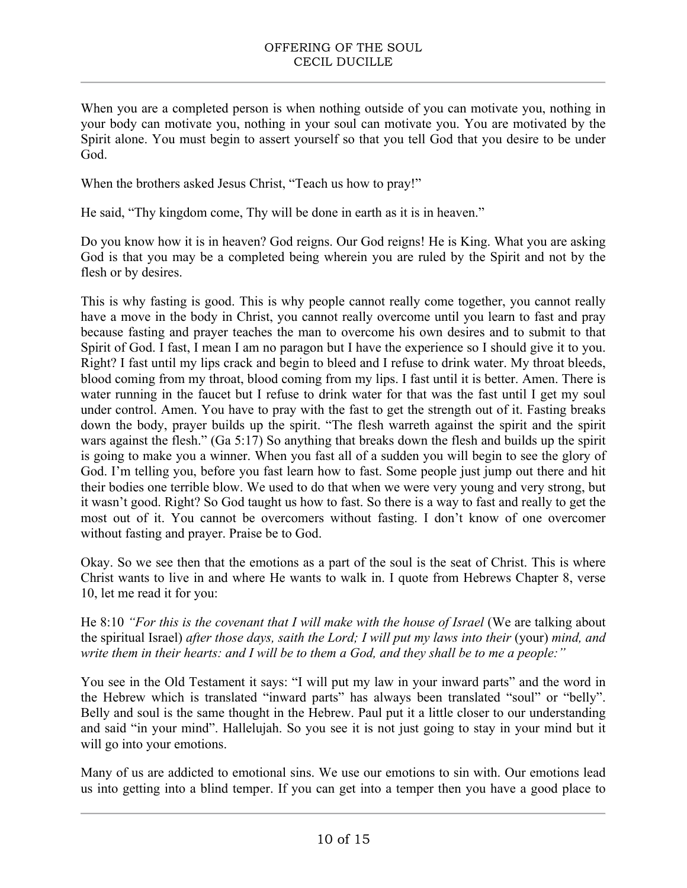When you are a completed person is when nothing outside of you can motivate you, nothing in your body can motivate you, nothing in your soul can motivate you. You are motivated by the Spirit alone. You must begin to assert yourself so that you tell God that you desire to be under God.

When the brothers asked Jesus Christ, "Teach us how to pray!"

He said, "Thy kingdom come, Thy will be done in earth as it is in heaven."

Do you know how it is in heaven? God reigns. Our God reigns! He is King. What you are asking God is that you may be a completed being wherein you are ruled by the Spirit and not by the flesh or by desires.

This is why fasting is good. This is why people cannot really come together, you cannot really have a move in the body in Christ, you cannot really overcome until you learn to fast and pray because fasting and prayer teaches the man to overcome his own desires and to submit to that Spirit of God. I fast, I mean I am no paragon but I have the experience so I should give it to you. Right? I fast until my lips crack and begin to bleed and I refuse to drink water. My throat bleeds, blood coming from my throat, blood coming from my lips. I fast until it is better. Amen. There is water running in the faucet but I refuse to drink water for that was the fast until I get my soul under control. Amen. You have to pray with the fast to get the strength out of it. Fasting breaks down the body, prayer builds up the spirit. "The flesh warreth against the spirit and the spirit wars against the flesh." (Ga 5:17) So anything that breaks down the flesh and builds up the spirit is going to make you a winner. When you fast all of a sudden you will begin to see the glory of God. I'm telling you, before you fast learn how to fast. Some people just jump out there and hit their bodies one terrible blow. We used to do that when we were very young and very strong, but it wasn't good. Right? So God taught us how to fast. So there is a way to fast and really to get the most out of it. You cannot be overcomers without fasting. I don't know of one overcomer without fasting and prayer. Praise be to God.

Okay. So we see then that the emotions as a part of the soul is the seat of Christ. This is where Christ wants to live in and where He wants to walk in. I quote from Hebrews Chapter 8, verse 10, let me read it for you:

He 8:10 *"For this is the covenant that I will make with the house of Israel* (We are talking about the spiritual Israel) *after those days, saith the Lord; I will put my laws into their* (your) *mind, and write them in their hearts: and I will be to them a God, and they shall be to me a people:"*

You see in the Old Testament it says: "I will put my law in your inward parts" and the word in the Hebrew which is translated "inward parts" has always been translated "soul" or "belly". Belly and soul is the same thought in the Hebrew. Paul put it a little closer to our understanding and said "in your mind". Hallelujah. So you see it is not just going to stay in your mind but it will go into your emotions.

Many of us are addicted to emotional sins. We use our emotions to sin with. Our emotions lead us into getting into a blind temper. If you can get into a temper then you have a good place to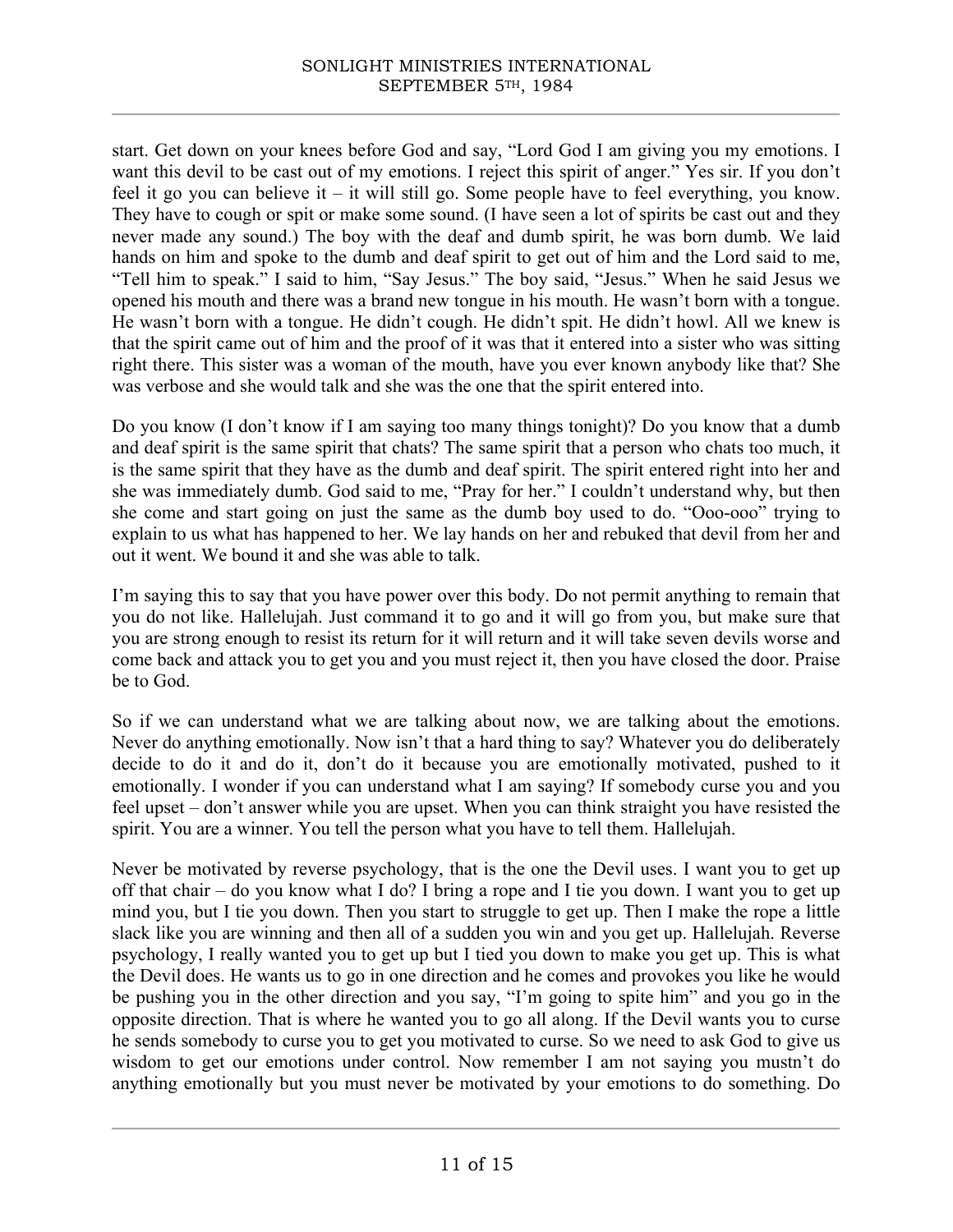start. Get down on your knees before God and say, "Lord God I am giving you my emotions. I want this devil to be cast out of my emotions. I reject this spirit of anger." Yes sir. If you don't feel it go you can believe it – it will still go. Some people have to feel everything, you know. They have to cough or spit or make some sound. (I have seen a lot of spirits be cast out and they never made any sound.) The boy with the deaf and dumb spirit, he was born dumb. We laid hands on him and spoke to the dumb and deaf spirit to get out of him and the Lord said to me, "Tell him to speak." I said to him, "Say Jesus." The boy said, "Jesus." When he said Jesus we opened his mouth and there was a brand new tongue in his mouth. He wasn't born with a tongue. He wasn't born with a tongue. He didn't cough. He didn't spit. He didn't howl. All we knew is that the spirit came out of him and the proof of it was that it entered into a sister who was sitting right there. This sister was a woman of the mouth, have you ever known anybody like that? She was verbose and she would talk and she was the one that the spirit entered into.

Do you know (I don't know if I am saying too many things tonight)? Do you know that a dumb and deaf spirit is the same spirit that chats? The same spirit that a person who chats too much, it is the same spirit that they have as the dumb and deaf spirit. The spirit entered right into her and she was immediately dumb. God said to me, "Pray for her." I couldn't understand why, but then she come and start going on just the same as the dumb boy used to do. "Ooo-ooo" trying to explain to us what has happened to her. We lay hands on her and rebuked that devil from her and out it went. We bound it and she was able to talk.

I'm saying this to say that you have power over this body. Do not permit anything to remain that you do not like. Hallelujah. Just command it to go and it will go from you, but make sure that you are strong enough to resist its return for it will return and it will take seven devils worse and come back and attack you to get you and you must reject it, then you have closed the door. Praise be to God.

So if we can understand what we are talking about now, we are talking about the emotions. Never do anything emotionally. Now isn't that a hard thing to say? Whatever you do deliberately decide to do it and do it, don't do it because you are emotionally motivated, pushed to it emotionally. I wonder if you can understand what I am saying? If somebody curse you and you feel upset – don't answer while you are upset. When you can think straight you have resisted the spirit. You are a winner. You tell the person what you have to tell them. Hallelujah.

Never be motivated by reverse psychology, that is the one the Devil uses. I want you to get up off that chair – do you know what I do? I bring a rope and I tie you down. I want you to get up mind you, but I tie you down. Then you start to struggle to get up. Then I make the rope a little slack like you are winning and then all of a sudden you win and you get up. Hallelujah. Reverse psychology, I really wanted you to get up but I tied you down to make you get up. This is what the Devil does. He wants us to go in one direction and he comes and provokes you like he would be pushing you in the other direction and you say, "I'm going to spite him" and you go in the opposite direction. That is where he wanted you to go all along. If the Devil wants you to curse he sends somebody to curse you to get you motivated to curse. So we need to ask God to give us wisdom to get our emotions under control. Now remember I am not saying you mustn't do anything emotionally but you must never be motivated by your emotions to do something. Do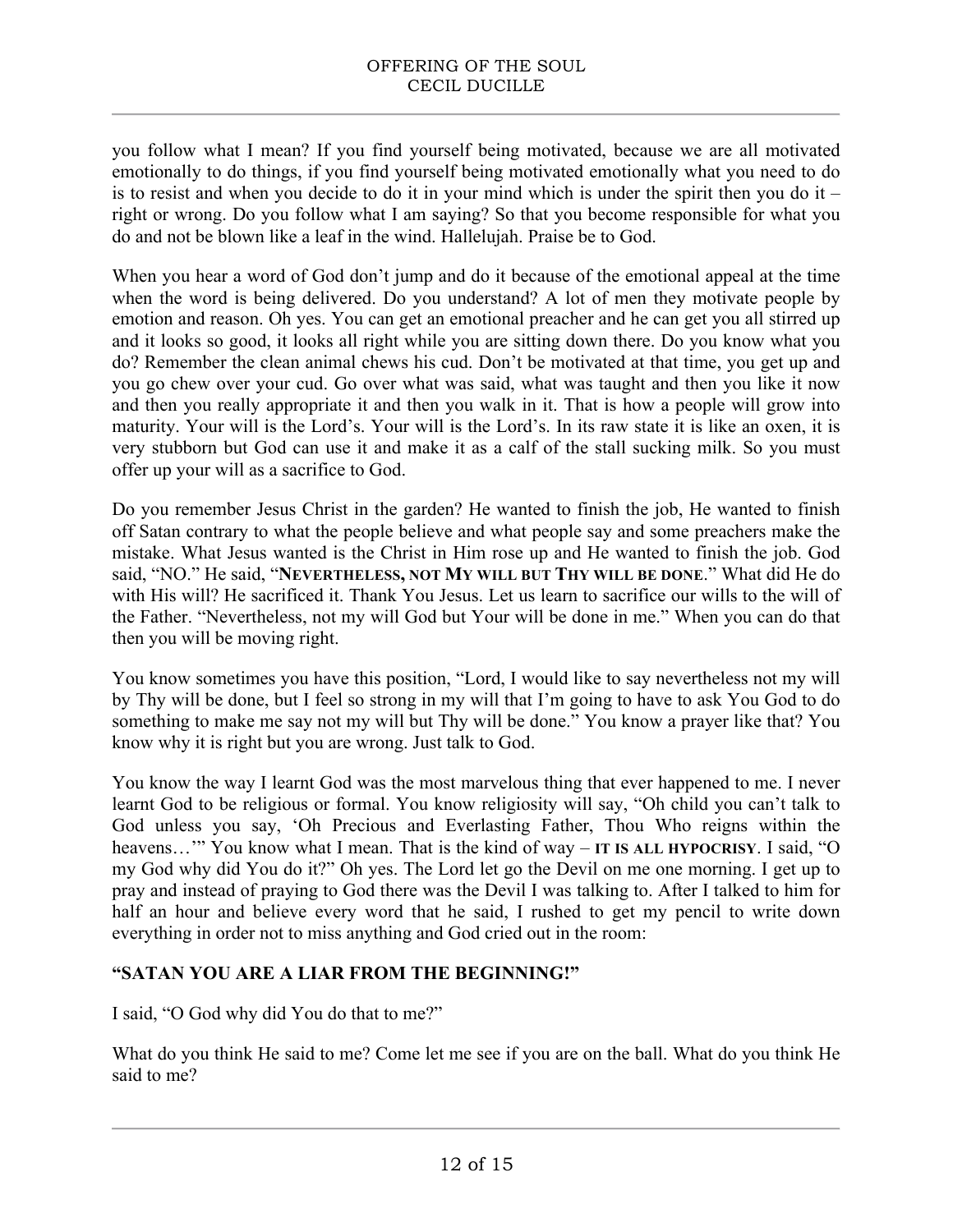you follow what I mean? If you find yourself being motivated, because we are all motivated emotionally to do things, if you find yourself being motivated emotionally what you need to do is to resist and when you decide to do it in your mind which is under the spirit then you do it – right or wrong. Do you follow what I am saying? So that you become responsible for what you do and not be blown like a leaf in the wind. Hallelujah. Praise be to God.

When you hear a word of God don't jump and do it because of the emotional appeal at the time when the word is being delivered. Do you understand? A lot of men they motivate people by emotion and reason. Oh yes. You can get an emotional preacher and he can get you all stirred up and it looks so good, it looks all right while you are sitting down there. Do you know what you do? Remember the clean animal chews his cud. Don't be motivated at that time, you get up and you go chew over your cud. Go over what was said, what was taught and then you like it now and then you really appropriate it and then you walk in it. That is how a people will grow into maturity. Your will is the Lord's. Your will is the Lord's. In its raw state it is like an oxen, it is very stubborn but God can use it and make it as a calf of the stall sucking milk. So you must offer up your will as a sacrifice to God.

Do you remember Jesus Christ in the garden? He wanted to finish the job, He wanted to finish off Satan contrary to what the people believe and what people say and some preachers make the mistake. What Jesus wanted is the Christ in Him rose up and He wanted to finish the job. God said, "NO." He said, "**NEVERTHELESS, NOT MY WILL BUT THY WILL BE DONE**." What did He do with His will? He sacrificed it. Thank You Jesus. Let us learn to sacrifice our wills to the will of the Father. "Nevertheless, not my will God but Your will be done in me." When you can do that then you will be moving right.

You know sometimes you have this position, "Lord, I would like to say nevertheless not my will by Thy will be done, but I feel so strong in my will that I'm going to have to ask You God to do something to make me say not my will but Thy will be done." You know a prayer like that? You know why it is right but you are wrong. Just talk to God.

You know the way I learnt God was the most marvelous thing that ever happened to me. I never learnt God to be religious or formal. You know religiosity will say, "Oh child you can't talk to God unless you say, 'Oh Precious and Everlasting Father, Thou Who reigns within the heavens…'" You know what I mean. That is the kind of way – **IT IS ALL HYPOCRISY**. I said, "O my God why did You do it?" Oh yes. The Lord let go the Devil on me one morning. I get up to pray and instead of praying to God there was the Devil I was talking to. After I talked to him for half an hour and believe every word that he said, I rushed to get my pencil to write down everything in order not to miss anything and God cried out in the room:

**"SATAN YOU ARE A LIAR FROM THE BEGINNING!"**

I said, "O God why did You do that to me?"

What do you think He said to me? Come let me see if you are on the ball. What do you think He said to me?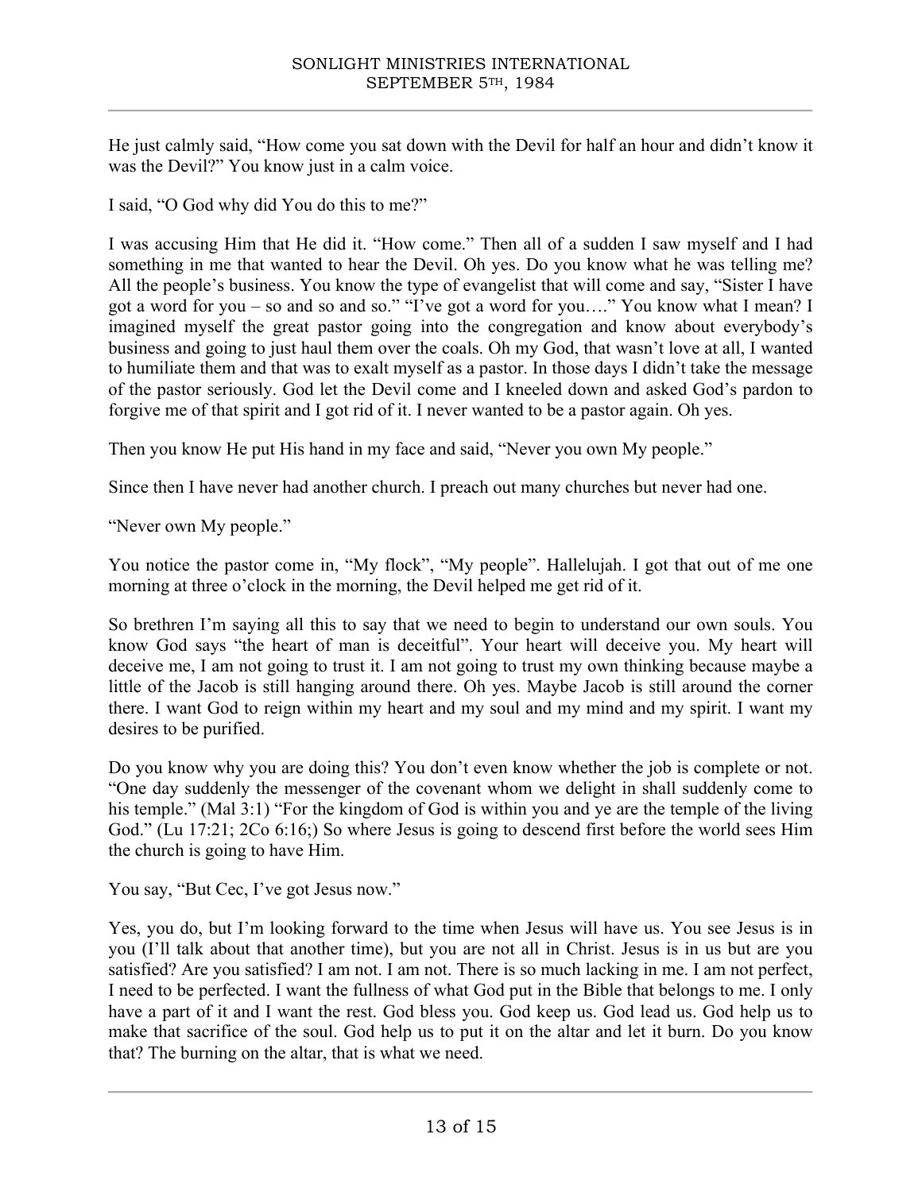He just calmly said, "How come you sat down with the Devil for half an hour and didn't know it was the Devil?" You know just in a calm voice.

I said, "O God why did You do this to me?"

I was accusing Him that He did it. "How come." Then all of a sudden I saw myself and I had something in me that wanted to hear the Devil. Oh yes. Do you know what he was telling me? All the people's business. You know the type of evangelist that will come and say, "Sister I have got a word for you – so and so and so." "I've got a word for you…." You know what I mean? I imagined myself the great pastor going into the congregation and know about everybody's business and going to just haul them over the coals. Oh my God, that wasn't love at all, I wanted to humiliate them and that was to exalt myself as a pastor. In those days I didn't take the message of the pastor seriously. God let the Devil come and I kneeled down and asked God's pardon to forgive me of that spirit and I got rid of it. I never wanted to be a pastor again. Oh yes.

Then you know He put His hand in my face and said, "Never you own My people."

Since then I have never had another church. I preach out many churches but never had one.

"Never own My people."

You notice the pastor come in, "My flock", "My people". Hallelujah. I got that out of me one morning at three o'clock in the morning, the Devil helped me get rid of it.

So brethren I'm saying all this to say that we need to begin to understand our own souls. You know God says "the heart of man is deceitful". Your heart will deceive you. My heart will deceive me, I am not going to trust it. I am not going to trust my own thinking because maybe a little of the Jacob is still hanging around there. Oh yes. Maybe Jacob is still around the corner there. I want God to reign within my heart and my soul and my mind and my spirit. I want my desires to be purified.

Do you know why you are doing this? You don't even know whether the job is complete or not. "One day suddenly the messenger of the covenant whom we delight in shall suddenly come to his temple." (Mal 3:1) "For the kingdom of God is within you and ye are the temple of the living God." (Lu 17:21; 2Co 6:16;) So where Jesus is going to descend first before the world sees Him the church is going to have Him.

You say, "But Cec, I've got Jesus now."

Yes, you do, but I'm looking forward to the time when Jesus will have us. You see Jesus is in you (I'll talk about that another time), but you are not all in Christ. Jesus is in us but are you satisfied? Are you satisfied? I am not. I am not. There is so much lacking in me. I am not perfect, I need to be perfected. I want the fullness of what God put in the Bible that belongs to me. I only have a part of it and I want the rest. God bless you. God keep us. God lead us. God help us to make that sacrifice of the soul. God help us to put it on the altar and let it burn. Do you know that? The burning on the altar, that is what we need.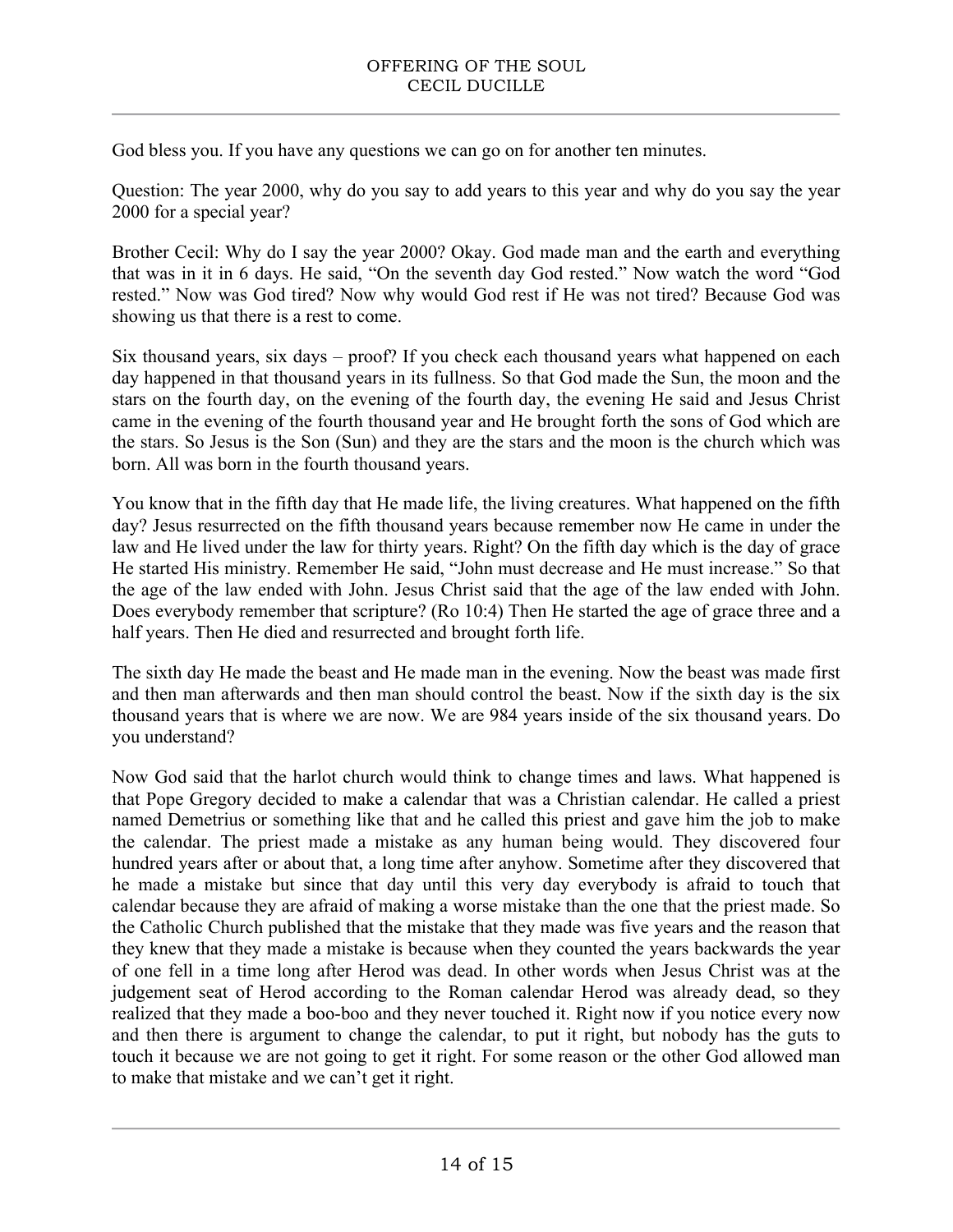God bless you. If you have any questions we can go on for another ten minutes.

Question: The year 2000, why do you say to add years to this year and why do you say the year 2000 for a special year?

Brother Cecil: Why do I say the year 2000? Okay. God made man and the earth and everything that was in it in 6 days. He said, "On the seventh day God rested." Now watch the word "God rested." Now was God tired? Now why would God rest if He was not tired? Because God was showing us that there is a rest to come.

Six thousand years, six days – proof? If you check each thousand years what happened on each day happened in that thousand years in its fullness. So that God made the Sun, the moon and the stars on the fourth day, on the evening of the fourth day, the evening He said and Jesus Christ came in the evening of the fourth thousand year and He brought forth the sons of God which are the stars. So Jesus is the Son (Sun) and they are the stars and the moon is the church which was born. All was born in the fourth thousand years.

You know that in the fifth day that He made life, the living creatures. What happened on the fifth day? Jesus resurrected on the fifth thousand years because remember now He came in under the law and He lived under the law for thirty years. Right? On the fifth day which is the day of grace He started His ministry. Remember He said, "John must decrease and He must increase." So that the age of the law ended with John. Jesus Christ said that the age of the law ended with John. Does everybody remember that scripture? (Ro 10:4) Then He started the age of grace three and a half years. Then He died and resurrected and brought forth life.

The sixth day He made the beast and He made man in the evening. Now the beast was made first and then man afterwards and then man should control the beast. Now if the sixth day is the six thousand years that is where we are now. We are 984 years inside of the six thousand years. Do you understand?

Now God said that the harlot church would think to change times and laws. What happened is that Pope Gregory decided to make a calendar that was a Christian calendar. He called a priest named Demetrius or something like that and he called this priest and gave him the job to make the calendar. The priest made a mistake as any human being would. They discovered four hundred years after or about that, a long time after anyhow. Sometime after they discovered that he made a mistake but since that day until this very day everybody is afraid to touch that calendar because they are afraid of making a worse mistake than the one that the priest made. So the Catholic Church published that the mistake that they made was five years and the reason that they knew that they made a mistake is because when they counted the years backwards the year of one fell in a time long after Herod was dead. In other words when Jesus Christ was at the judgement seat of Herod according to the Roman calendar Herod was already dead, so they realized that they made a boo-boo and they never touched it. Right now if you notice every now and then there is argument to change the calendar, to put it right, but nobody has the guts to touch it because we are not going to get it right. For some reason or the other God allowed man to make that mistake and we can't get it right.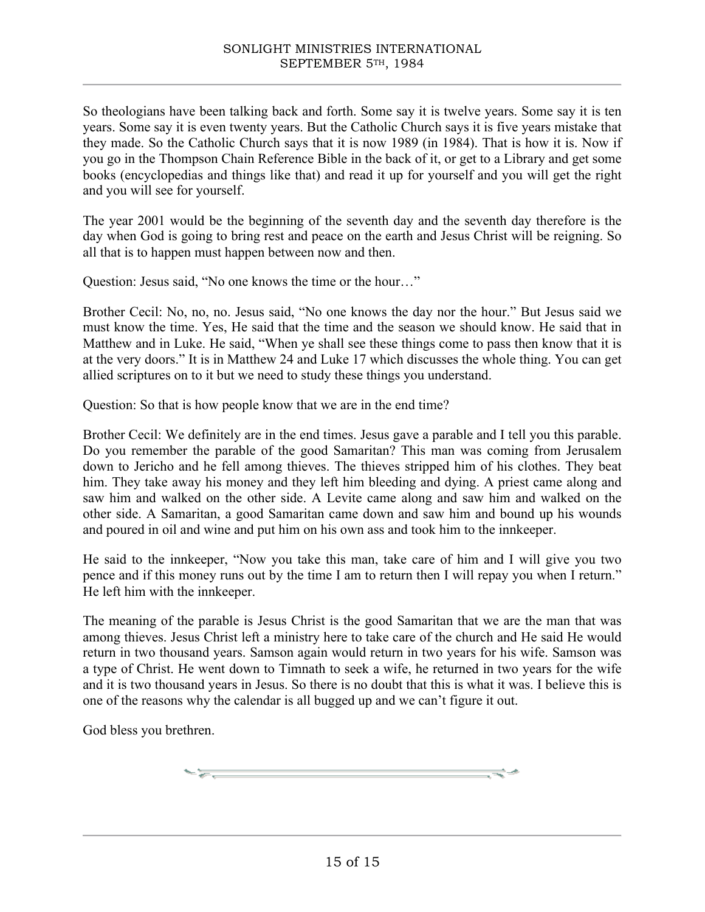So theologians have been talking back and forth. Some say it is twelve years. Some say it is ten years. Some say it is even twenty years. But the Catholic Church says it is five years mistake that they made. So the Catholic Church says that it is now 1989 (in 1984). That is how it is. Now if you go in the Thompson Chain Reference Bible in the back of it, or get to a Library and get some books (encyclopedias and things like that) and read it up for yourself and you will get the right and you will see for yourself.

The year 2001 would be the beginning of the seventh day and the seventh day therefore is the day when God is going to bring rest and peace on the earth and Jesus Christ will be reigning. So all that is to happen must happen between now and then.

Question: Jesus said, "No one knows the time or the hour…"

Brother Cecil: No, no, no. Jesus said, "No one knows the day nor the hour." But Jesus said we must know the time. Yes, He said that the time and the season we should know. He said that in Matthew and in Luke. He said, "When ye shall see these things come to pass then know that it is at the very doors." It is in Matthew 24 and Luke 17 which discusses the whole thing. You can get allied scriptures on to it but we need to study these things you understand.

Question: So that is how people know that we are in the end time?

Brother Cecil: We definitely are in the end times. Jesus gave a parable and I tell you this parable. Do you remember the parable of the good Samaritan? This man was coming from Jerusalem down to Jericho and he fell among thieves. The thieves stripped him of his clothes. They beat him. They take away his money and they left him bleeding and dying. A priest came along and saw him and walked on the other side. A Levite came along and saw him and walked on the other side. A Samaritan, a good Samaritan came down and saw him and bound up his wounds and poured in oil and wine and put him on his own ass and took him to the innkeeper.

He said to the innkeeper, "Now you take this man, take care of him and I will give you two pence and if this money runs out by the time I am to return then I will repay you when I return." He left him with the innkeeper.

The meaning of the parable is Jesus Christ is the good Samaritan that we are the man that was among thieves. Jesus Christ left a ministry here to take care of the church and He said He would return in two thousand years. Samson again would return in two years for his wife. Samson was a type of Christ. He went down to Timnath to seek a wife, he returned in two years for the wife and it is two thousand years in Jesus. So there is no doubt that this is what it was. I believe this is one of the reasons why the calendar is all bugged up and we can't figure it out.

God bless you brethren.